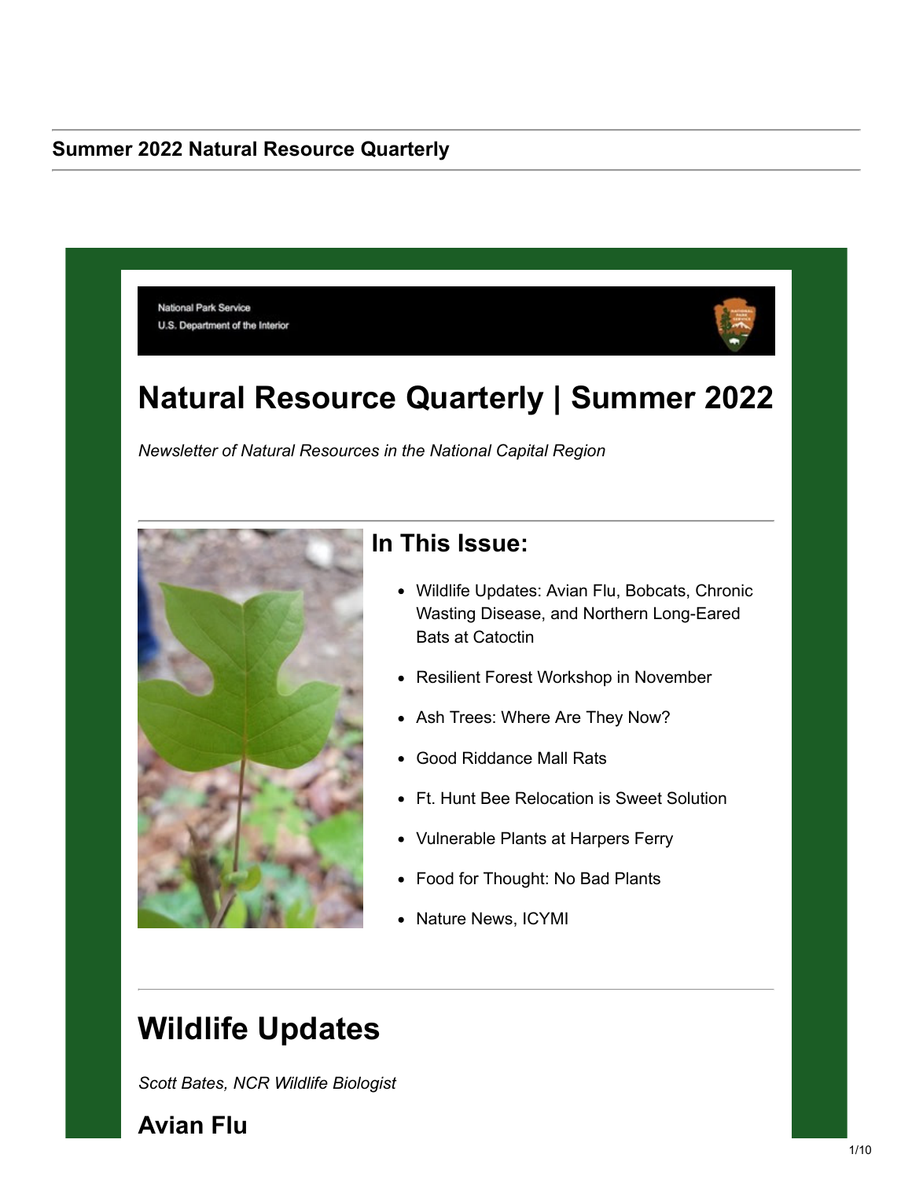**Summer 2022 Natural Resource Quarterly**

National Park Service
U.S. Department of the Interior

# Natural Resource Quarterly | Summer 2022

*Newsletter of Natural Resources in the National Capital Region*

## In This Issue:

- Wildlife Updates: Avian Flu, Bobcats, Chronic Wasting Disease, and Northern Long-Eared Bats at Catoctin
- Resilient Forest Workshop in November
- Ash Trees: Where Are They Now?
- Good Riddance Mall Rats
- Ft. Hunt Bee Relocation is Sweet Solution
- Vulnerable Plants at Harpers Ferry
- Food for Thought: No Bad Plants
- Nature News, ICYMI

# Wildlife Updates

*Scott Bates, NCR Wildlife Biologist*

## Avian Flu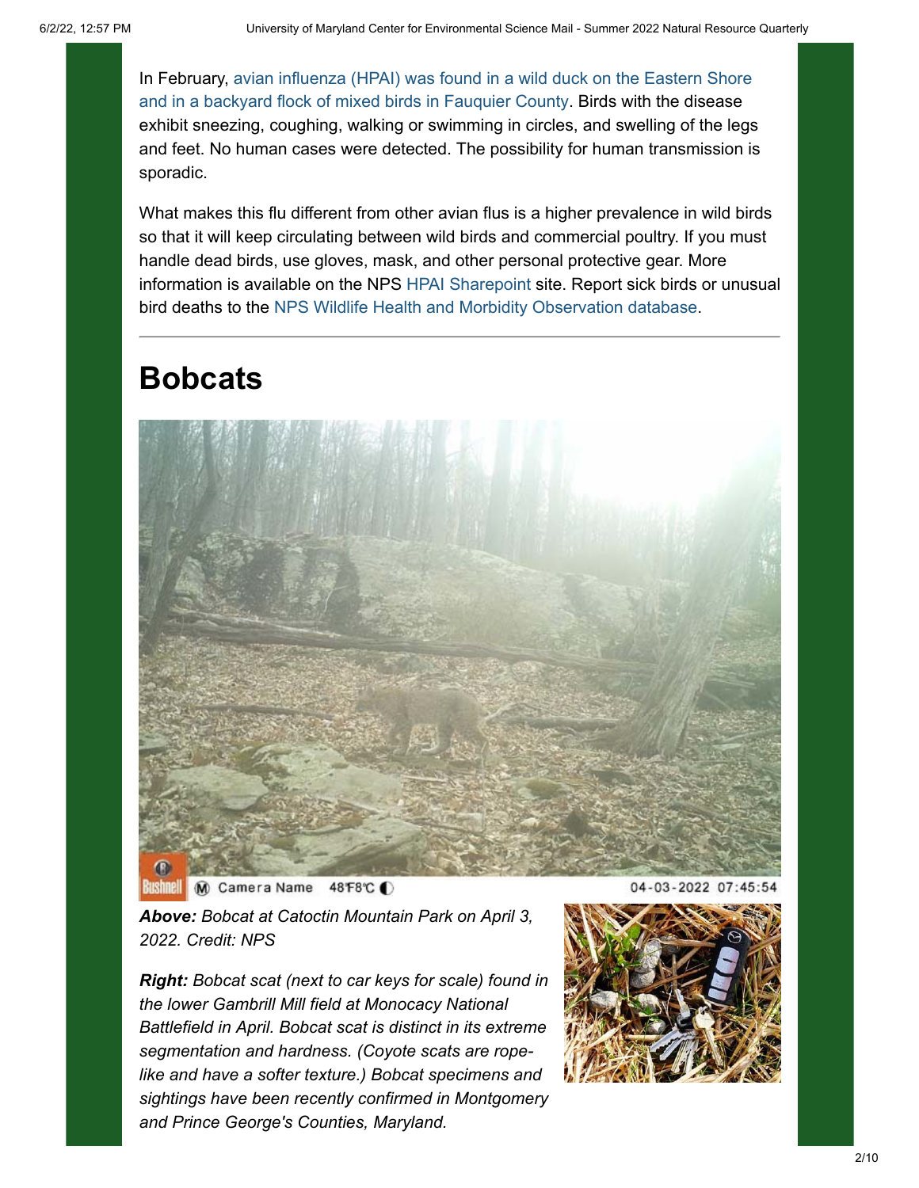In February, avian influenza (HPAI) was found in a wild duck on the Eastern Shore and in a backyard flock of mixed birds in Fauquier County. Birds with the disease exhibit sneezing, coughing, walking or swimming in circles, and swelling of the legs and feet. No human cases were detected. The possibility for human transmission is sporadic.

What makes this flu different from other avian flus is a higher prevalence in wild birds so that it will keep circulating between wild birds and commercial poultry. If you must handle dead birds, use gloves, mask, and other personal protective gear. More information is available on the NPS HPAI Sharepoint site. Report sick birds or unusual bird deaths to the NPS Wildlife Health and Morbidity Observation database.

---

# Bobcats

***Above:*** *Bobcat at Catoctin Mountain Park on April 3, 2022. Credit: NPS*

***Right:*** *Bobcat scat (next to car keys for scale) found in the lower Gambrill Mill field at Monocacy National Battlefield in April. Bobcat scat is distinct in its extreme segmentation and hardness. (Coyote scats are rope-like and have a softer texture.) Bobcat specimens and sightings have been recently confirmed in Montgomery and Prince George's Counties, Maryland.*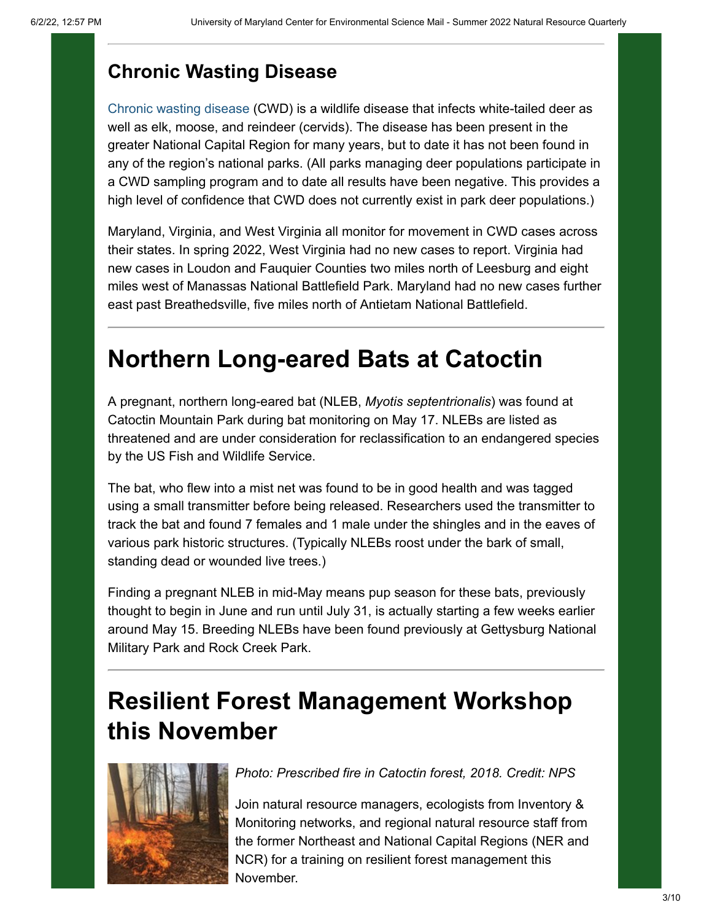## Chronic Wasting Disease

Chronic wasting disease (CWD) is a wildlife disease that infects white-tailed deer as well as elk, moose, and reindeer (cervids). The disease has been present in the greater National Capital Region for many years, but to date it has not been found in any of the region's national parks. (All parks managing deer populations participate in a CWD sampling program and to date all results have been negative. This provides a high level of confidence that CWD does not currently exist in park deer populations.)

Maryland, Virginia, and West Virginia all monitor for movement in CWD cases across their states. In spring 2022, West Virginia had no new cases to report. Virginia had new cases in Loudon and Fauquier Counties two miles north of Leesburg and eight miles west of Manassas National Battlefield Park. Maryland had no new cases further east past Breathedsville, five miles north of Antietam National Battlefield.

# Northern Long-eared Bats at Catoctin

A pregnant, northern long-eared bat (NLEB, *Myotis septentrionalis*) was found at Catoctin Mountain Park during bat monitoring on May 17. NLEBs are listed as threatened and are under consideration for reclassification to an endangered species by the US Fish and Wildlife Service.

The bat, who flew into a mist net was found to be in good health and was tagged using a small transmitter before being released. Researchers used the transmitter to track the bat and found 7 females and 1 male under the shingles and in the eaves of various park historic structures. (Typically NLEBs roost under the bark of small, standing dead or wounded live trees.)

Finding a pregnant NLEB in mid-May means pup season for these bats, previously thought to begin in June and run until July 31, is actually starting a few weeks earlier around May 15. Breeding NLEBs have been found previously at Gettysburg National Military Park and Rock Creek Park.

# Resilient Forest Management Workshop this November

*Photo: Prescribed fire in Catoctin forest, 2018. Credit: NPS*

Join natural resource managers, ecologists from Inventory & Monitoring networks, and regional natural resource staff from the former Northeast and National Capital Regions (NER and NCR) for a training on resilient forest management this November.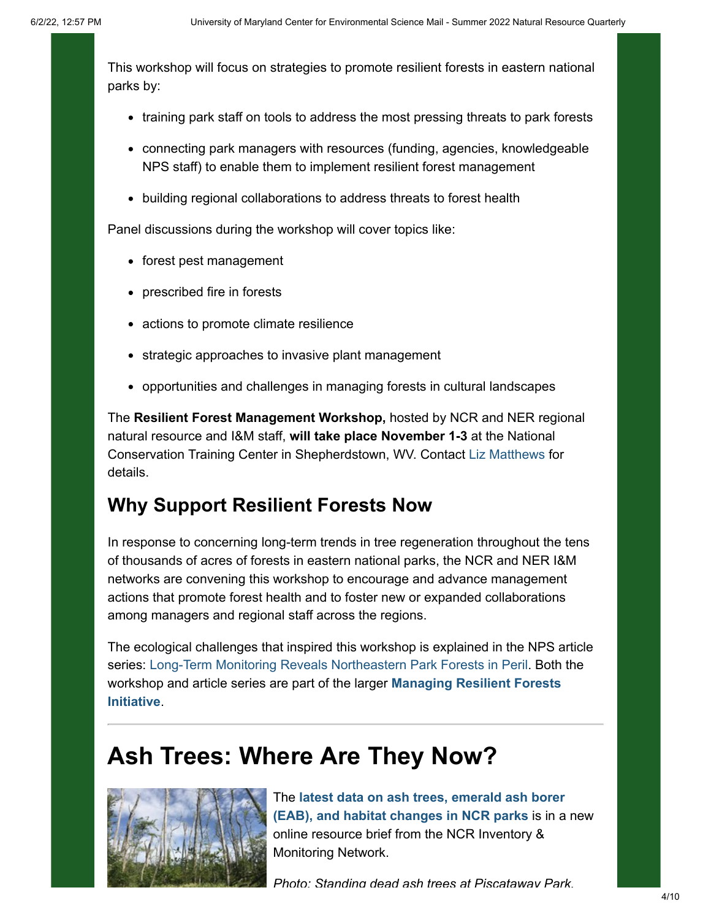This workshop will focus on strategies to promote resilient forests in eastern national parks by:

- training park staff on tools to address the most pressing threats to park forests
- connecting park managers with resources (funding, agencies, knowledgeable NPS staff) to enable them to implement resilient forest management
- building regional collaborations to address threats to forest health

Panel discussions during the workshop will cover topics like:

- forest pest management
- prescribed fire in forests
- actions to promote climate resilience
- strategic approaches to invasive plant management
- opportunities and challenges in managing forests in cultural landscapes

The **Resilient Forest Management Workshop,** hosted by NCR and NER regional natural resource and I&M staff, **will take place November 1-3** at the National Conservation Training Center in Shepherdstown, WV. Contact Liz Matthews for details.

## Why Support Resilient Forests Now

In response to concerning long-term trends in tree regeneration throughout the tens of thousands of acres of forests in eastern national parks, the NCR and NER I&M networks are convening this workshop to encourage and advance management actions that promote forest health and to foster new or expanded collaborations among managers and regional staff across the regions.

The ecological challenges that inspired this workshop is explained in the NPS article series: Long-Term Monitoring Reveals Northeastern Park Forests in Peril. Both the workshop and article series are part of the larger **Managing Resilient Forests Initiative**.

---

# Ash Trees: Where Are They Now?

The **latest data on ash trees, emerald ash borer (EAB), and habitat changes in NCR parks** is in a new online resource brief from the NCR Inventory & Monitoring Network.

*Photo: Standing dead ash trees at Piscataway Park.*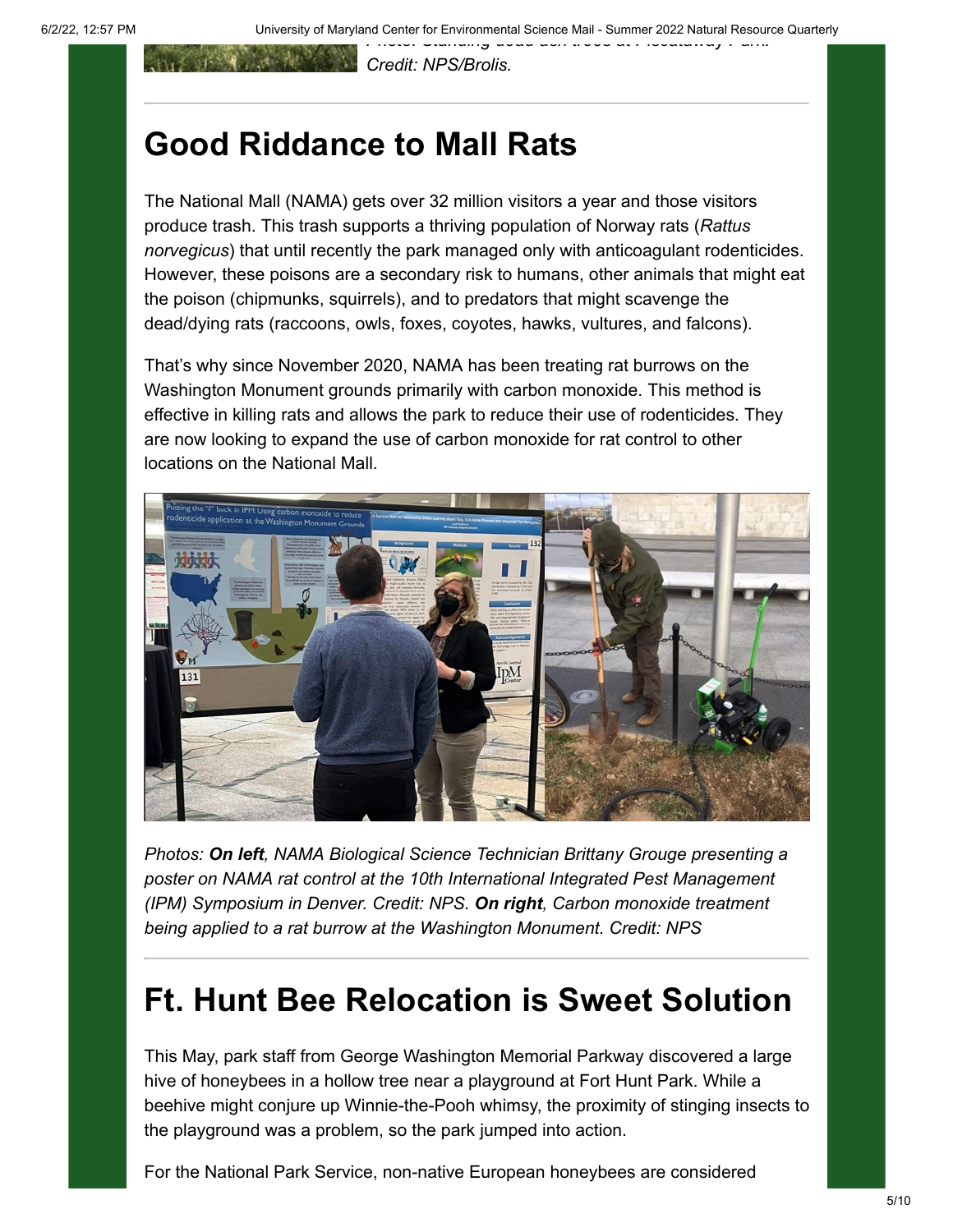*Credit: NPS/Brolis.*

# Good Riddance to Mall Rats

The National Mall (NAMA) gets over 32 million visitors a year and those visitors produce trash. This trash supports a thriving population of Norway rats (*Rattus norvegicus*) that until recently the park managed only with anticoagulant rodenticides. However, these poisons are a secondary risk to humans, other animals that might eat the poison (chipmunks, squirrels), and to predators that might scavenge the dead/dying rats (raccoons, owls, foxes, coyotes, hawks, vultures, and falcons).

That's why since November 2020, NAMA has been treating rat burrows on the Washington Monument grounds primarily with carbon monoxide. This method is effective in killing rats and allows the park to reduce their use of rodenticides. They are now looking to expand the use of carbon monoxide for rat control to other locations on the National Mall.

*Photos: **On left**, NAMA Biological Science Technician Brittany Grouge presenting a poster on NAMA rat control at the 10th International Integrated Pest Management (IPM) Symposium in Denver. Credit: NPS. **On right**, Carbon monoxide treatment being applied to a rat burrow at the Washington Monument. Credit: NPS*

# Ft. Hunt Bee Relocation is Sweet Solution

This May, park staff from George Washington Memorial Parkway discovered a large hive of honeybees in a hollow tree near a playground at Fort Hunt Park. While a beehive might conjure up Winnie-the-Pooh whimsy, the proximity of stinging insects to the playground was a problem, so the park jumped into action.

For the National Park Service, non-native European honeybees are considered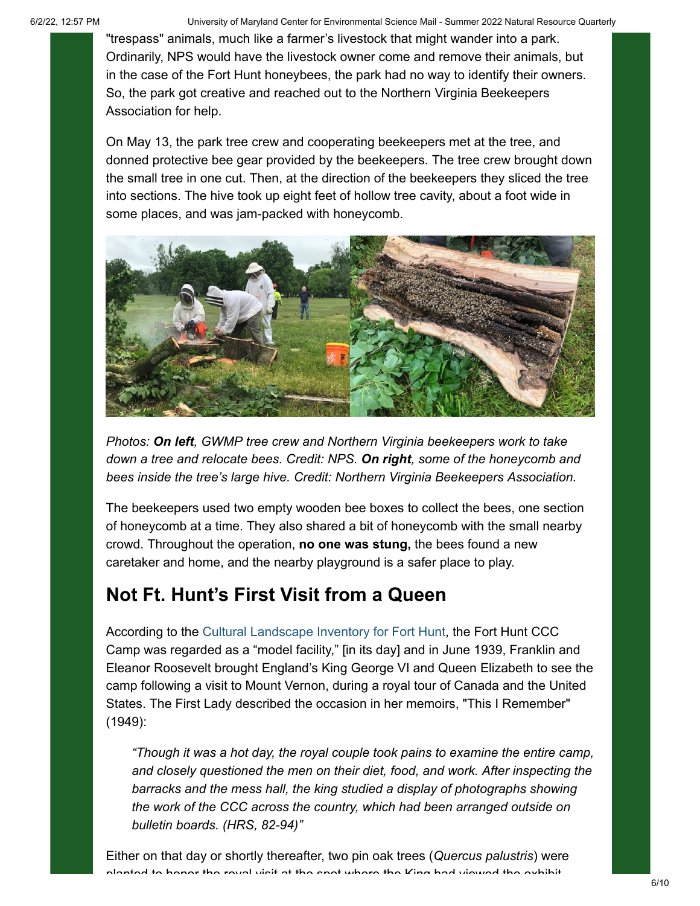"trespass" animals, much like a farmer's livestock that might wander into a park. Ordinarily, NPS would have the livestock owner come and remove their animals, but in the case of the Fort Hunt honeybees, the park had no way to identify their owners. So, the park got creative and reached out to the Northern Virginia Beekeepers Association for help.

On May 13, the park tree crew and cooperating beekeepers met at the tree, and donned protective bee gear provided by the beekeepers. The tree crew brought down the small tree in one cut. Then, at the direction of the beekeepers they sliced the tree into sections. The hive took up eight feet of hollow tree cavity, about a foot wide in some places, and was jam-packed with honeycomb.

*Photos: **On left**, GWMP tree crew and Northern Virginia beekeepers work to take down a tree and relocate bees. Credit: NPS. **On right**, some of the honeycomb and bees inside the tree's large hive. Credit: Northern Virginia Beekeepers Association.*

The beekeepers used two empty wooden bee boxes to collect the bees, one section of honeycomb at a time. They also shared a bit of honeycomb with the small nearby crowd. Throughout the operation, **no one was stung,** the bees found a new caretaker and home, and the nearby playground is a safer place to play.

## Not Ft. Hunt's First Visit from a Queen

According to the Cultural Landscape Inventory for Fort Hunt, the Fort Hunt CCC Camp was regarded as a "model facility," [in its day] and in June 1939, Franklin and Eleanor Roosevelt brought England's King George VI and Queen Elizabeth to see the camp following a visit to Mount Vernon, during a royal tour of Canada and the United States. The First Lady described the occasion in her memoirs, "This I Remember" (1949):

> *"Though it was a hot day, the royal couple took pains to examine the entire camp, and closely questioned the men on their diet, food, and work. After inspecting the barracks and the mess hall, the king studied a display of photographs showing the work of the CCC across the country, which had been arranged outside on bulletin boards. (HRS, 82-94)"*

Either on that day or shortly thereafter, two pin oak trees (*Quercus palustris*) were planted to honor the royal visit at the spot where the King had viewed the exhibit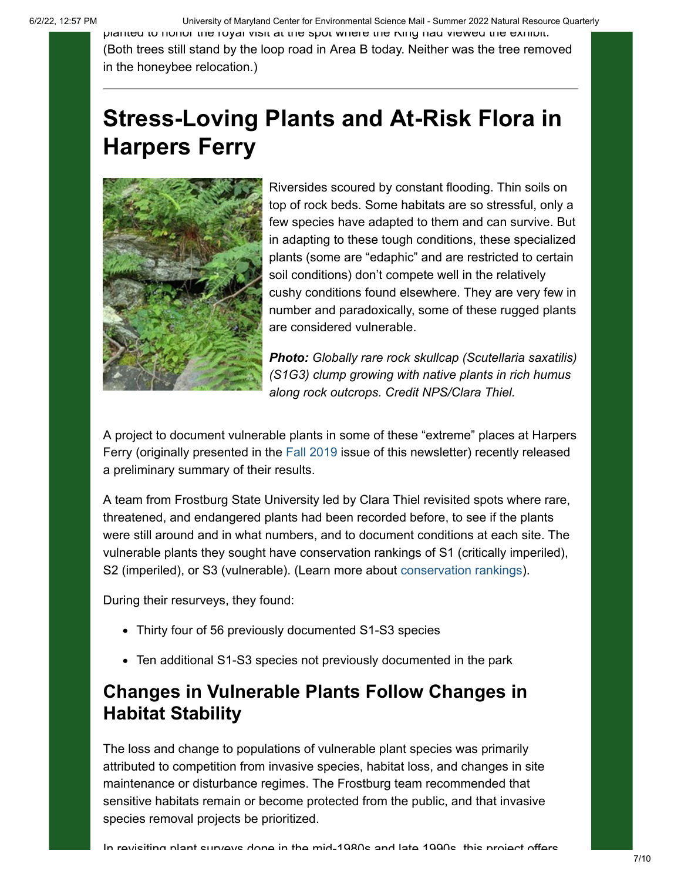planted to honor the royal visit at the spot where the King had viewed the exhibit. (Both trees still stand by the loop road in Area B today. Neither was the tree removed in the honeybee relocation.)

# Stress-Loving Plants and At-Risk Flora in Harpers Ferry

Riversides scoured by constant flooding. Thin soils on top of rock beds. Some habitats are so stressful, only a few species have adapted to them and can survive. But in adapting to these tough conditions, these specialized plants (some are "edaphic" and are restricted to certain soil conditions) don't compete well in the relatively cushy conditions found elsewhere. They are very few in number and paradoxically, some of these rugged plants are considered vulnerable.

***Photo:*** *Globally rare rock skullcap (Scutellaria saxatilis) (S1G3) clump growing with native plants in rich humus along rock outcrops. Credit NPS/Clara Thiel.*

A project to document vulnerable plants in some of these "extreme" places at Harpers Ferry (originally presented in the Fall 2019 issue of this newsletter) recently released a preliminary summary of their results.

A team from Frostburg State University led by Clara Thiel revisited spots where rare, threatened, and endangered plants had been recorded before, to see if the plants were still around and in what numbers, and to document conditions at each site. The vulnerable plants they sought have conservation rankings of S1 (critically imperiled), S2 (imperiled), or S3 (vulnerable). (Learn more about conservation rankings).

During their resurveys, they found:

- Thirty four of 56 previously documented S1-S3 species
- Ten additional S1-S3 species not previously documented in the park

## Changes in Vulnerable Plants Follow Changes in Habitat Stability

The loss and change to populations of vulnerable plant species was primarily attributed to competition from invasive species, habitat loss, and changes in site maintenance or disturbance regimes. The Frostburg team recommended that sensitive habitats remain or become protected from the public, and that invasive species removal projects be prioritized.

In revisiting plant surveys done in the mid-1980s and late 1990s, this project offers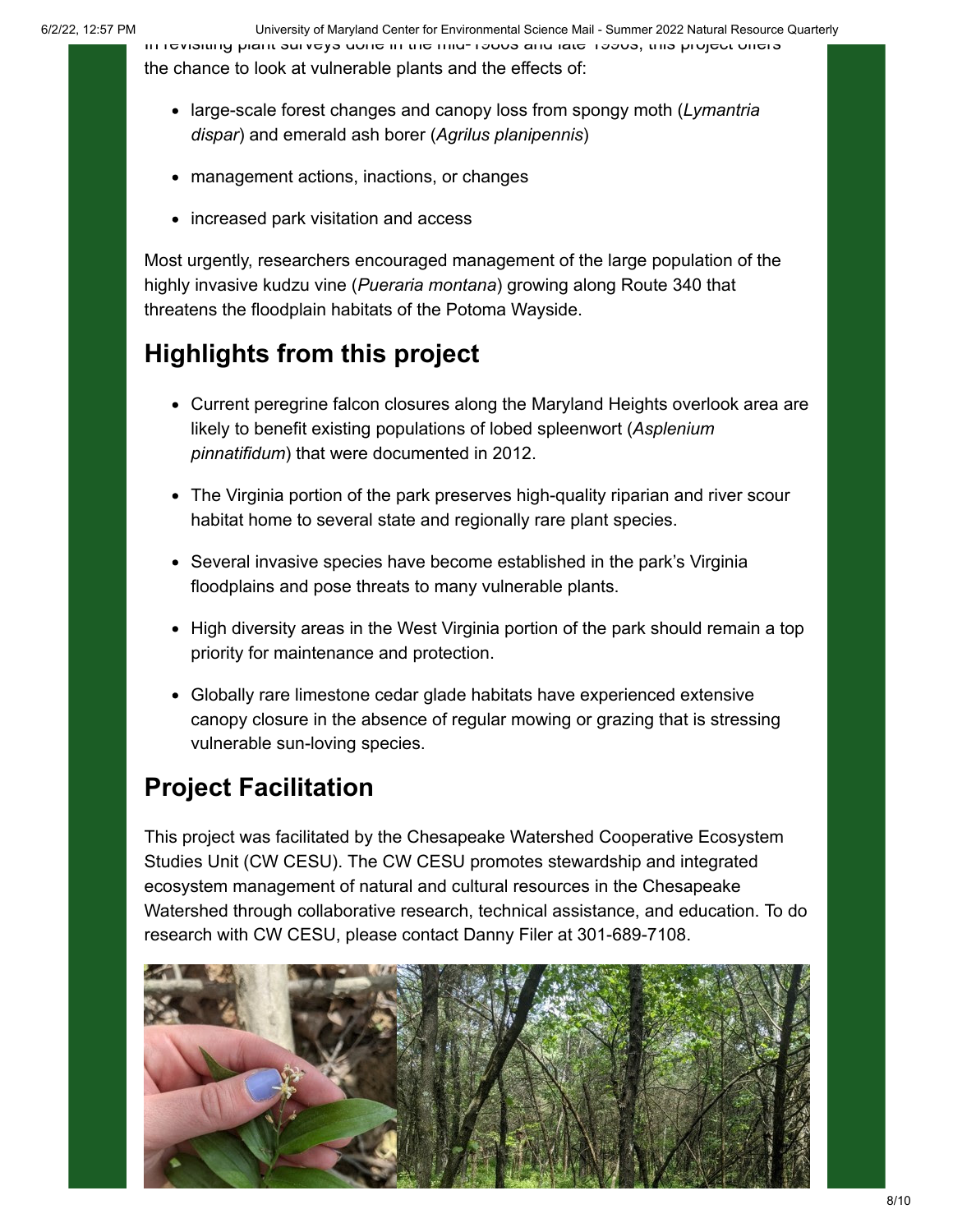In revisiting plant surveys done in the mid-1980s and late 1990s, this project offers the chance to look at vulnerable plants and the effects of:

- large-scale forest changes and canopy loss from spongy moth (*Lymantria dispar*) and emerald ash borer (*Agrilus planipennis*)
- management actions, inactions, or changes
- increased park visitation and access

Most urgently, researchers encouraged management of the large population of the highly invasive kudzu vine (*Pueraria montana*) growing along Route 340 that threatens the floodplain habitats of the Potoma Wayside.

## Highlights from this project

- Current peregrine falcon closures along the Maryland Heights overlook area are likely to benefit existing populations of lobed spleenwort (*Asplenium pinnatifidum*) that were documented in 2012.
- The Virginia portion of the park preserves high-quality riparian and river scour habitat home to several state and regionally rare plant species.
- Several invasive species have become established in the park's Virginia floodplains and pose threats to many vulnerable plants.
- High diversity areas in the West Virginia portion of the park should remain a top priority for maintenance and protection.
- Globally rare limestone cedar glade habitats have experienced extensive canopy closure in the absence of regular mowing or grazing that is stressing vulnerable sun-loving species.

## Project Facilitation

This project was facilitated by the Chesapeake Watershed Cooperative Ecosystem Studies Unit (CW CESU). The CW CESU promotes stewardship and integrated ecosystem management of natural and cultural resources in the Chesapeake Watershed through collaborative research, technical assistance, and education. To do research with CW CESU, please contact Danny Filer at 301-689-7108.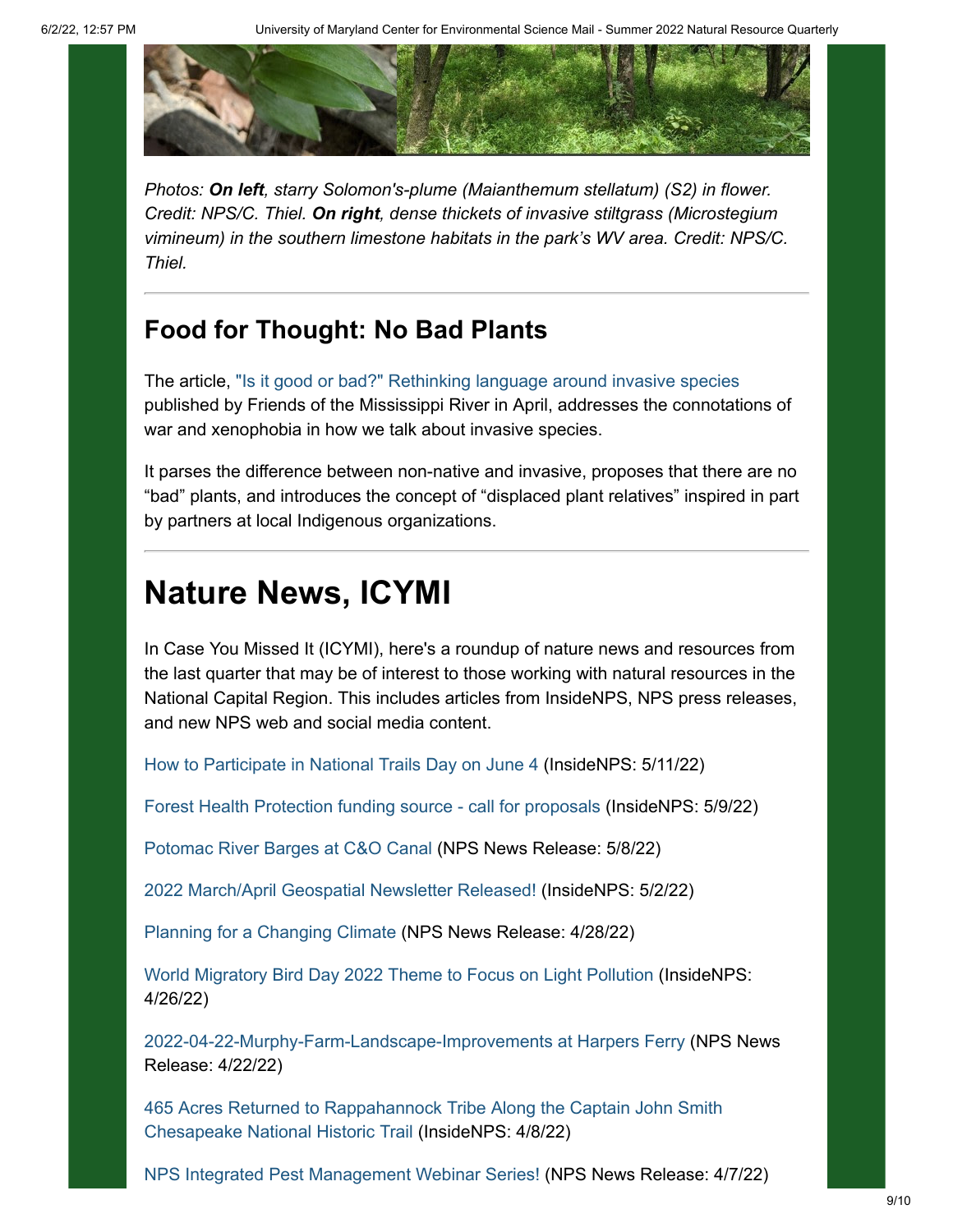*Photos: **On left**, starry Solomon's-plume (Maianthemum stellatum) (S2) in flower. Credit: NPS/C. Thiel. **On right**, dense thickets of invasive stiltgrass (Microstegium vimineum) in the southern limestone habitats in the park's WV area. Credit: NPS/C. Thiel.*

---

## Food for Thought: No Bad Plants

The article, "Is it good or bad?" Rethinking language around invasive species published by Friends of the Mississippi River in April, addresses the connotations of war and xenophobia in how we talk about invasive species.

It parses the difference between non-native and invasive, proposes that there are no "bad" plants, and introduces the concept of "displaced plant relatives" inspired in part by partners at local Indigenous organizations.

---

# Nature News, ICYMI

In Case You Missed It (ICYMI), here's a roundup of nature news and resources from the last quarter that may be of interest to those working with natural resources in the National Capital Region. This includes articles from InsideNPS, NPS press releases, and new NPS web and social media content.

How to Participate in National Trails Day on June 4 (InsideNPS: 5/11/22)

Forest Health Protection funding source - call for proposals (InsideNPS: 5/9/22)

Potomac River Barges at C&O Canal (NPS News Release: 5/8/22)

2022 March/April Geospatial Newsletter Released! (InsideNPS: 5/2/22)

Planning for a Changing Climate (NPS News Release: 4/28/22)

World Migratory Bird Day 2022 Theme to Focus on Light Pollution (InsideNPS: 4/26/22)

2022-04-22-Murphy-Farm-Landscape-Improvements at Harpers Ferry (NPS News Release: 4/22/22)

465 Acres Returned to Rappahannock Tribe Along the Captain John Smith Chesapeake National Historic Trail (InsideNPS: 4/8/22)

NPS Integrated Pest Management Webinar Series! (NPS News Release: 4/7/22)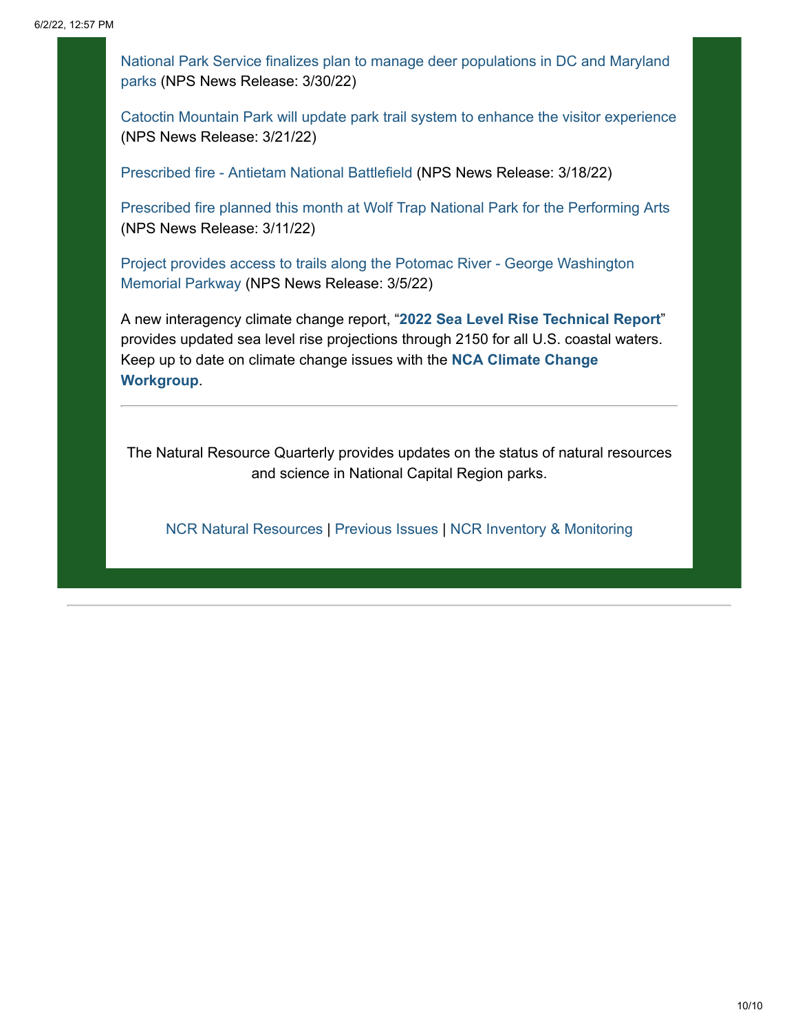National Park Service finalizes plan to manage deer populations in DC and Maryland parks (NPS News Release: 3/30/22)

Catoctin Mountain Park will update park trail system to enhance the visitor experience (NPS News Release: 3/21/22)

Prescribed fire - Antietam National Battlefield (NPS News Release: 3/18/22)

Prescribed fire planned this month at Wolf Trap National Park for the Performing Arts (NPS News Release: 3/11/22)

Project provides access to trails along the Potomac River - George Washington Memorial Parkway (NPS News Release: 3/5/22)

A new interagency climate change report, "**2022 Sea Level Rise Technical Report**" provides updated sea level rise projections through 2150 for all U.S. coastal waters. Keep up to date on climate change issues with the **NCA Climate Change Workgroup**.

---

The Natural Resource Quarterly provides updates on the status of natural resources and science in National Capital Region parks.

NCR Natural Resources | Previous Issues | NCR Inventory & Monitoring